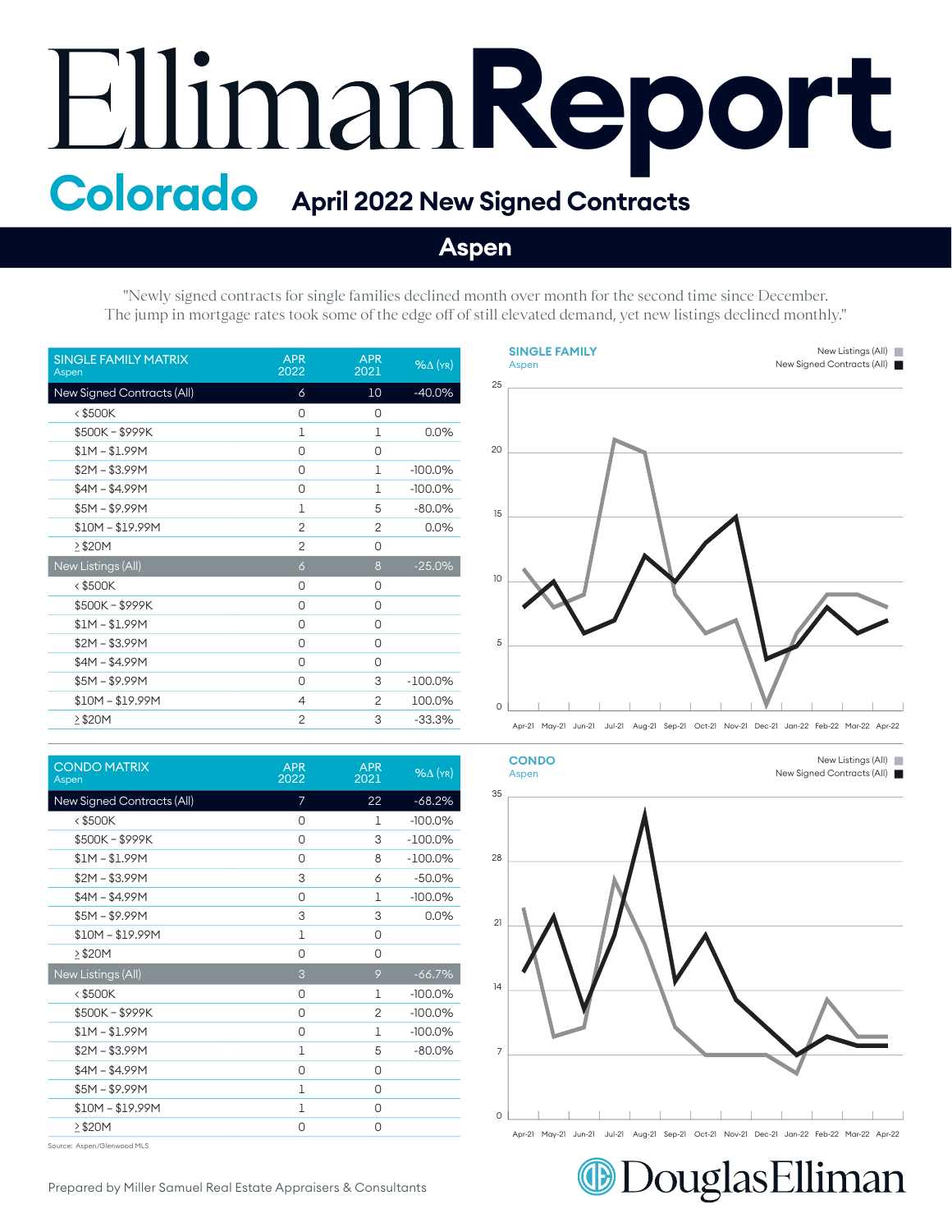# Elliman Report

## Colorado — April 2022 New Signed Contracts

## Aspen

"Newly signed contracts for single families declined month over month for the second time since December. The jump in mortgage rates took some of the edge off of still elevated demand, yet new listings declined monthly."

| SINGLE FAMILY MATRIX Aspen | APR 2022 | APR 2021 | %Δ (YR) |
|---|---|---|---|
| New Signed Contracts (All) | 6 | 10 | -40.0% |
| < $500K | 0 | 0 | |
| $500K – $999K | 1 | 1 | 0.0% |
| $1M – $1.99M | 0 | 0 | |
| $2M – $3.99M | 0 | 1 | -100.0% |
| $4M – $4.99M | 0 | 1 | -100.0% |
| $5M – $9.99M | 1 | 5 | -80.0% |
| $10M – $19.99M | 2 | 2 | 0.0% |
| ≥ $20M | 2 | 0 | |
| New Listings (All) | 6 | 8 | -25.0% |
| < $500K | 0 | 0 | |
| $500K – $999K | 0 | 0 | |
| $1M – $1.99M | 0 | 0 | |
| $2M – $3.99M | 0 | 0 | |
| $4M – $4.99M | 0 | 0 | |
| $5M – $9.99M | 0 | 3 | -100.0% |
| $10M – $19.99M | 4 | 2 | 100.0% |
| ≥ $20M | 2 | 3 | -33.3% |

**SINGLE FAMILY** Aspen — New Listings (All) / New Signed Contracts (All), Apr-21 to Apr-22

| CONDO MATRIX Aspen | APR 2022 | APR 2021 | %Δ (YR) |
|---|---|---|---|
| New Signed Contracts (All) | 7 | 22 | -68.2% |
| < $500K | 0 | 1 | -100.0% |
| $500K – $999K | 0 | 3 | -100.0% |
| $1M – $1.99M | 0 | 8 | -100.0% |
| $2M – $3.99M | 3 | 6 | -50.0% |
| $4M – $4.99M | 0 | 1 | -100.0% |
| $5M – $9.99M | 3 | 3 | 0.0% |
| $10M – $19.99M | 1 | 0 | |
| ≥ $20M | 0 | 0 | |
| New Listings (All) | 3 | 9 | -66.7% |
| < $500K | 0 | 1 | -100.0% |
| $500K – $999K | 0 | 2 | -100.0% |
| $1M – $1.99M | 0 | 1 | -100.0% |
| $2M – $3.99M | 1 | 5 | -80.0% |
| $4M – $4.99M | 0 | 0 | |
| $5M – $9.99M | 1 | 0 | |
| $10M – $19.99M | 1 | 0 | |
| ≥ $20M | 0 | 0 | |

**CONDO** Aspen — New Listings (All) / New Signed Contracts (All), Apr-21 to Apr-22

Source: Aspen/Glenwood MLS

Prepared by Miller Samuel Real Estate Appraisers & Consultants

Douglas Elliman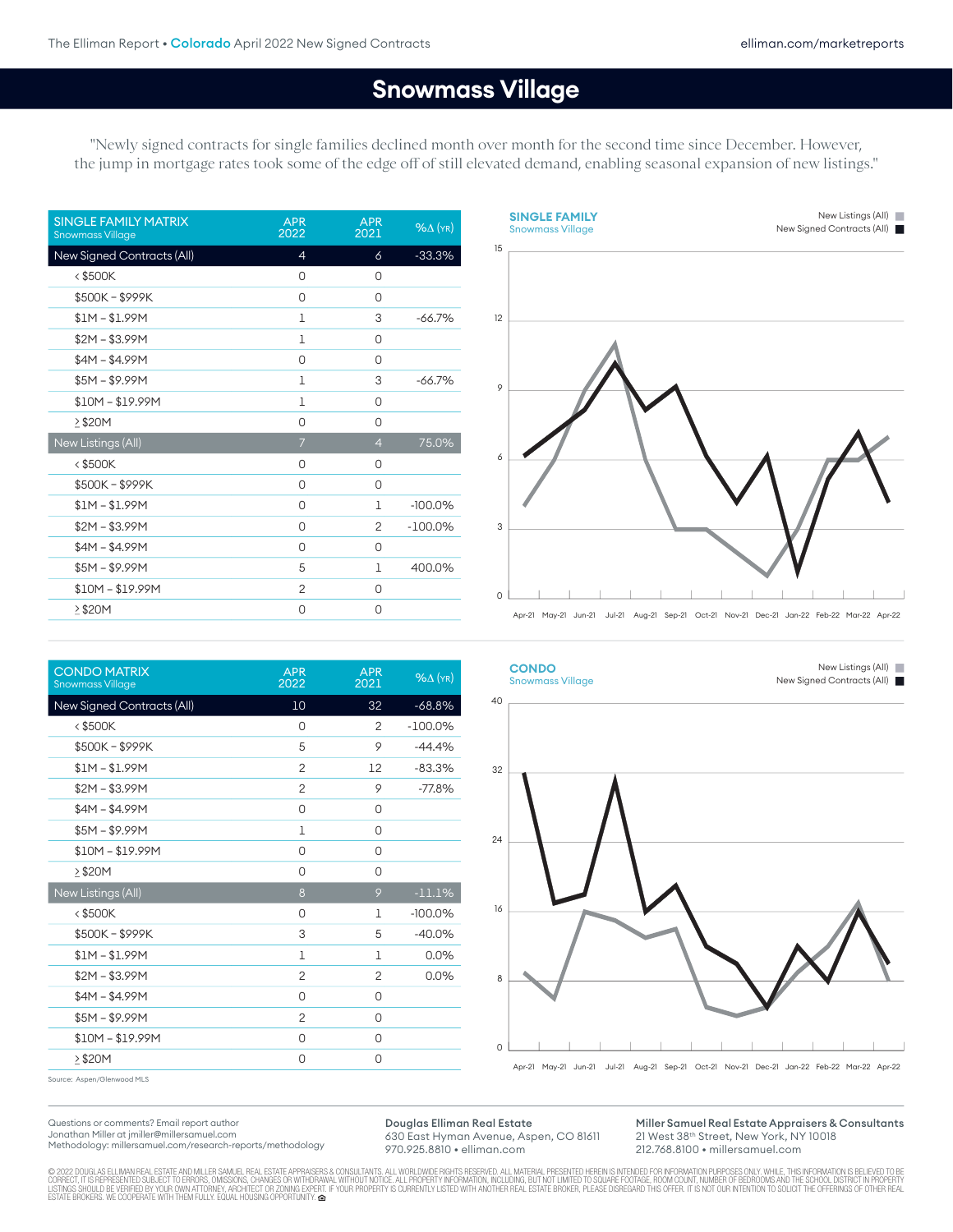# Snowmass Village

"Newly signed contracts for single families declined month over month for the second time since December. However, the jump in mortgage rates took some of the edge off of still elevated demand, enabling seasonal expansion of new listings."

| SINGLE FAMILY MATRIX Snowmass Village | APR 2022 | APR 2021 | %Δ (YR) |
|---|---|---|---|
| New Signed Contracts (All) | 4 | 6 | -33.3% |
| < $500K | 0 | 0 | |
| $500K - $999K | 0 | 0 | |
| $1M - $1.99M | 1 | 3 | -66.7% |
| $2M - $3.99M | 1 | 0 | |
| $4M - $4.99M | 0 | 0 | |
| $5M - $9.99M | 1 | 3 | -66.7% |
| $10M - $19.99M | 1 | 0 | |
| ≥ $20M | 0 | 0 | |
| New Listings (All) | 7 | 4 | 75.0% |
| < $500K | 0 | 0 | |
| $500K - $999K | 0 | 0 | |
| $1M - $1.99M | 0 | 1 | -100.0% |
| $2M - $3.99M | 0 | 2 | -100.0% |
| $4M - $4.99M | 0 | 0 | |
| $5M - $9.99M | 5 | 1 | 400.0% |
| $10M - $19.99M | 2 | 0 | |
| ≥ $20M | 0 | 0 | |

SINGLE FAMILY
Snowmass Village

New Listings (All)
New Signed Contracts (All)

15
12
9
6
3
0

Apr-21 May-21 Jun-21 Jul-21 Aug-21 Sep-21 Oct-21 Nov-21 Dec-21 Jan-22 Feb-22 Mar-22 Apr-22

| CONDO MATRIX Snowmass Village | APR 2022 | APR 2021 | %Δ (YR) |
|---|---|---|---|
| New Signed Contracts (All) | 10 | 32 | -68.8% |
| < $500K | 0 | 2 | -100.0% |
| $500K - $999K | 5 | 9 | -44.4% |
| $1M - $1.99M | 2 | 12 | -83.3% |
| $2M - $3.99M | 2 | 9 | -77.8% |
| $4M - $4.99M | 0 | 0 | |
| $5M - $9.99M | 1 | 0 | |
| $10M - $19.99M | 0 | 0 | |
| ≥ $20M | 0 | 0 | |
| New Listings (All) | 8 | 9 | -11.1% |
| < $500K | 0 | 1 | -100.0% |
| $500K - $999K | 3 | 5 | -40.0% |
| $1M - $1.99M | 1 | 1 | 0.0% |
| $2M - $3.99M | 2 | 2 | 0.0% |
| $4M - $4.99M | 0 | 0 | |
| $5M - $9.99M | 2 | 0 | |
| $10M - $19.99M | 0 | 0 | |
| ≥ $20M | 0 | 0 | |

CONDO
Snowmass Village

New Listings (All)
New Signed Contracts (All)

40
32
24
16
8
0

Apr-21 May-21 Jun-21 Jul-21 Aug-21 Sep-21 Oct-21 Nov-21 Dec-21 Jan-22 Feb-22 Mar-22 Apr-22

Source: Aspen/Glenwood MLS

Questions or comments? Email report author
Jonathan Miller at jmiller@millersamuel.com
Methodology: millersamuel.com/research-reports/methodology

**Douglas Elliman Real Estate**
630 East Hyman Avenue, Aspen, CO 81611
970.925.8810 • elliman.com

**Miller Samuel Real Estate Appraisers & Consultants**
21 West 38th Street, New York, NY 10018
212.768.8100 • millersamuel.com

© 2022 DOUGLAS ELLIMAN REAL ESTATE AND MILLER SAMUEL REAL ESTATE APPRAISERS & CONSULTANTS. ALL WORLDWIDE RIGHTS RESERVED. ALL MATERIAL PRESENTED HEREIN IS INTENDED FOR INFORMATION PURPOSES ONLY. WHILE, THIS INFORMATION IS BELIEVED TO BE CORRECT, IT IS REPRESENTED SUBJECT TO ERRORS, OMISSIONS, CHANGES OR WITHDRAWAL WITHOUT NOTICE. ALL PROPERTY INFORMATION, INCLUDING, BUT NOT LIMITED TO SQUARE FOOTAGE, ROOM COUNT, NUMBER OF BEDROOMS AND THE SCHOOL DISTRICT IN PROPERTY LISTINGS SHOULD BE VERIFIED BY YOUR OWN ATTORNEY, ARCHITECT OR ZONING EXPERT. IF YOUR PROPERTY IS CURRENTLY LISTED WITH ANOTHER REAL ESTATE BROKER, PLEASE DISREGARD THIS OFFER. IT IS NOT OUR INTENTION TO SOLICIT THE OFFERINGS OF OTHER REAL ESTATE BROKERS. WE COOPERATE WITH THEM FULLY. EQUAL HOUSING OPPORTUNITY.